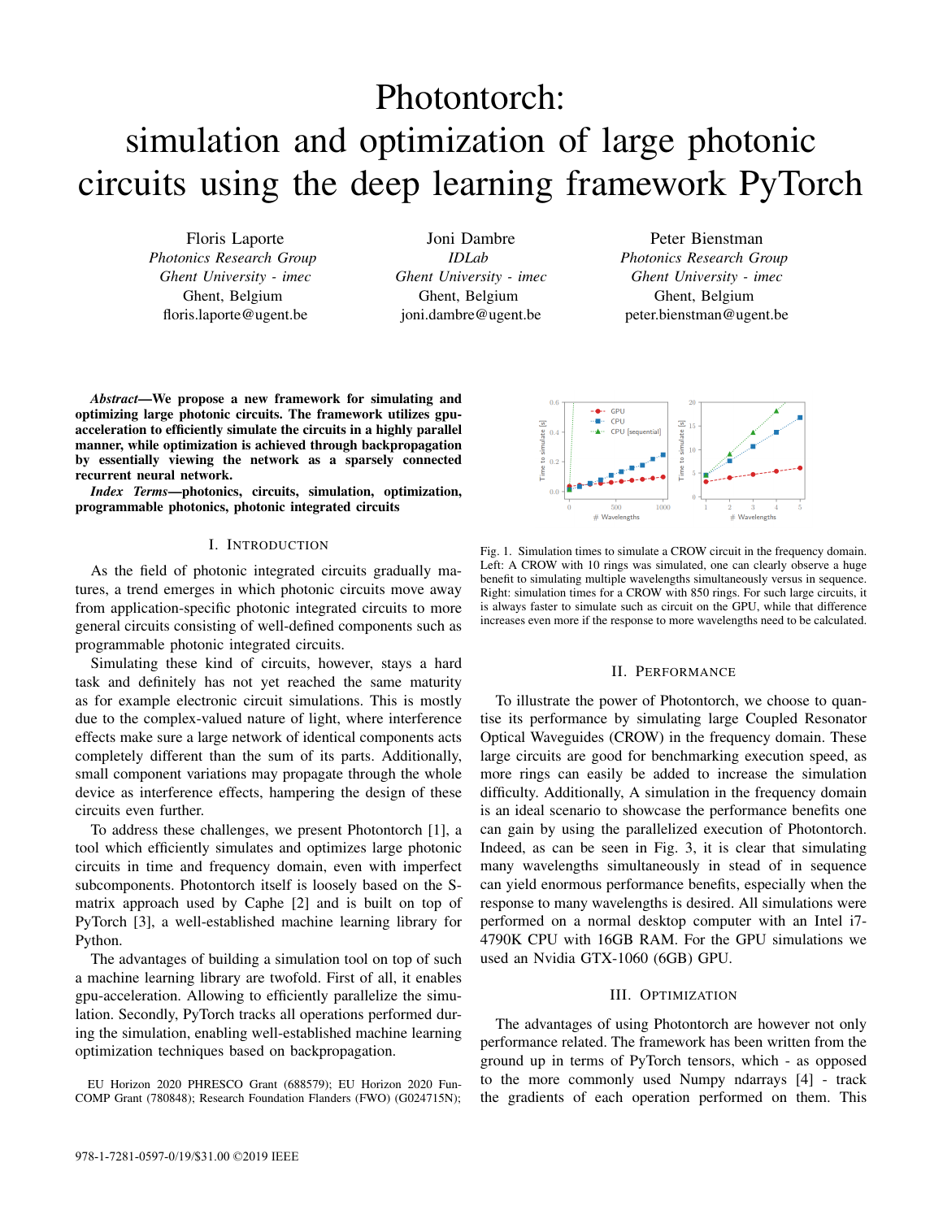# Photontorch: simulation and optimization of large photonic circuits using the deep learning framework PyTorch

Floris Laporte
*Photonics Research Group*
*Ghent University - imec*
Ghent, Belgium
floris.laporte@ugent.be

Joni Dambre
*IDLab*
*Ghent University - imec*
Ghent, Belgium
joni.dambre@ugent.be

Peter Bienstman
*Photonics Research Group*
*Ghent University - imec*
Ghent, Belgium
peter.bienstman@ugent.be

***Abstract*—We propose a new framework for simulating and optimizing large photonic circuits. The framework utilizes gpu-acceleration to efficiently simulate the circuits in a highly parallel manner, while optimization is achieved through backpropagation by essentially viewing the network as a sparsely connected recurrent neural network.**

***Index Terms*—photonics, circuits, simulation, optimization, programmable photonics, photonic integrated circuits**

## I. Introduction

As the field of photonic integrated circuits gradually matures, a trend emerges in which photonic circuits move away from application-specific photonic integrated circuits to more general circuits consisting of well-defined components such as programmable photonic integrated circuits.

Simulating these kind of circuits, however, stays a hard task and definitely has not yet reached the same maturity as for example electronic circuit simulations. This is mostly due to the complex-valued nature of light, where interference effects make sure a large network of identical components acts completely different than the sum of its parts. Additionally, small component variations may propagate through the whole device as interference effects, hampering the design of these circuits even further.

To address these challenges, we present Photontorch [1], a tool which efficiently simulates and optimizes large photonic circuits in time and frequency domain, even with imperfect subcomponents. Photontorch itself is loosely based on the S-matrix approach used by Caphe [2] and is built on top of PyTorch [3], a well-established machine learning library for Python.

The advantages of building a simulation tool on top of such a machine learning library are twofold. First of all, it enables gpu-acceleration. Allowing to efficiently parallelize the simulation. Secondly, PyTorch tracks all operations performed during the simulation, enabling well-established machine learning optimization techniques based on backpropagation.

EU Horizon 2020 PHRESCO Grant (688579); EU Horizon 2020 Fun-COMP Grant (780848); Research Foundation Flanders (FWO) (G024715N);

Fig. 1. Simulation times to simulate a CROW circuit in the frequency domain. Left: A CROW with 10 rings was simulated, one can clearly observe a huge benefit to simulating multiple wavelengths simultaneously versus in sequence. Right: simulation times for a CROW with 850 rings. For such large circuits, it is always faster to simulate such as circuit on the GPU, while that difference increases even more if the response to more wavelengths need to be calculated.

## II. Performance

To illustrate the power of Photontorch, we choose to quantise its performance by simulating large Coupled Resonator Optical Waveguides (CROW) in the frequency domain. These large circuits are good for benchmarking execution speed, as more rings can easily be added to increase the simulation difficulty. Additionally, A simulation in the frequency domain is an ideal scenario to showcase the performance benefits one can gain by using the parallelized execution of Photontorch. Indeed, as can be seen in Fig. 3, it is clear that simulating many wavelengths simultaneously in stead of in sequence can yield enormous performance benefits, especially when the response to many wavelengths is desired. All simulations were performed on a normal desktop computer with an Intel i7-4790K CPU with 16GB RAM. For the GPU simulations we used an Nvidia GTX-1060 (6GB) GPU.

## III. Optimization

The advantages of using Photontorch are however not only performance related. The framework has been written from the ground up in terms of PyTorch tensors, which - as opposed to the more commonly used Numpy ndarrays [4] - track the gradients of each operation performed on them. This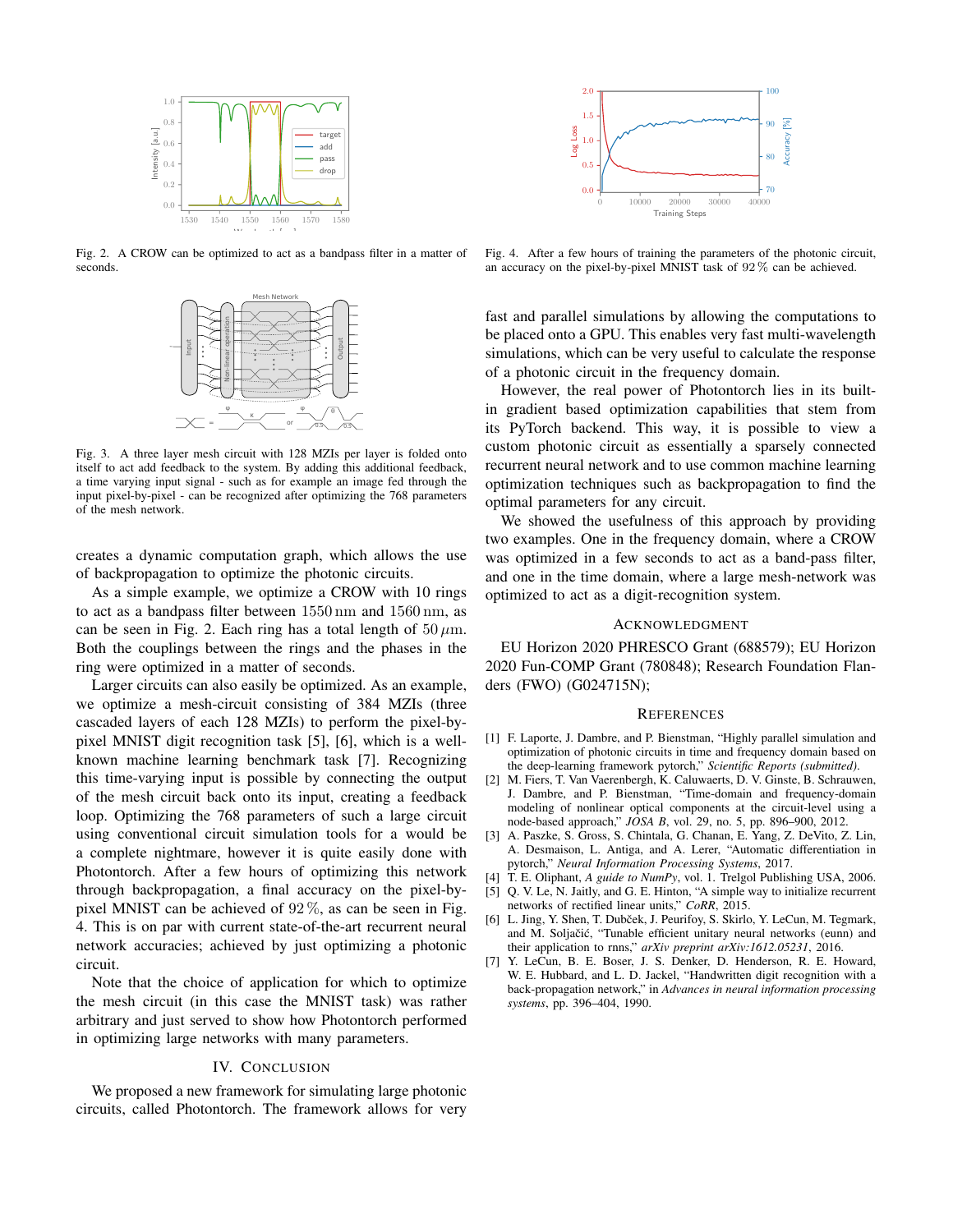1.0
0.8
0.6
0.4
0.2
0.0
Intensity [a.u.]
1530 1540 1550 1560 1570 1580
target
add
pass
drop

Fig. 2. A CROW can be optimized to act as a bandpass filter in a matter of seconds.

Mesh Network
Input
Non-linear operation
Output
φ
κ
or
φ
θ
0.5
0.5

Fig. 3. A three layer mesh circuit with 128 MZIs per layer is folded onto itself to act add feedback to the system. By adding this additional feedback, a time varying input signal - such as for example an image fed through the input pixel-by-pixel - can be recognized after optimizing the 768 parameters of the mesh network.

creates a dynamic computation graph, which allows the use of backpropagation to optimize the photonic circuits.

As a simple example, we optimize a CROW with 10 rings to act as a bandpass filter between $1550\,\mathrm{nm}$ and $1560\,\mathrm{nm}$, as can be seen in Fig. 2. Each ring has a total length of $50\,\mu\mathrm{m}$. Both the couplings between the rings and the phases in the ring were optimized in a matter of seconds.

Larger circuits can also easily be optimized. As an example, we optimize a mesh-circuit consisting of 384 MZIs (three cascaded layers of each 128 MZIs) to perform the pixel-by-pixel MNIST digit recognition task [5], [6], which is a well-known machine learning benchmark task [7]. Recognizing this time-varying input is possible by connecting the output of the mesh circuit back onto its input, creating a feedback loop. Optimizing the 768 parameters of such a large circuit using conventional circuit simulation tools for a would be a complete nightmare, however it is quite easily done with Photontorch. After a few hours of optimizing this network through backpropagation, a final accuracy on the pixel-by-pixel MNIST can be achieved of $92\,\%$, as can be seen in Fig. 4. This is on par with current state-of-the-art recurrent neural network accuracies; achieved by just optimizing a photonic circuit.

Note that the choice of application for which to optimize the mesh circuit (in this case the MNIST task) was rather arbitrary and just served to show how Photontorch performed in optimizing large networks with many parameters.

## IV. Conclusion

We proposed a new framework for simulating large photonic circuits, called Photontorch. The framework allows for very fast and parallel simulations by allowing the computations to be placed onto a GPU. This enables very fast multi-wavelength simulations, which can be very useful to calculate the response of a photonic circuit in the frequency domain.

However, the real power of Photontorch lies in its built-in gradient based optimization capabilities that stem from its PyTorch backend. This way, it is possible to view a custom photonic circuit as essentially a sparsely connected recurrent neural network and to use common machine learning optimization techniques such as backpropagation to find the optimal parameters for any circuit.

We showed the usefulness of this approach by providing two examples. One in the frequency domain, where a CROW was optimized in a few seconds to act as a band-pass filter, and one in the time domain, where a large mesh-network was optimized to act as a digit-recognition system.

2.0
1.5
1.0
0.5
0.0
Log Loss
100
90
80
70
Accuracy [%]
0 10000 20000 30000 40000
Training Steps

Fig. 4. After a few hours of training the parameters of the photonic circuit, an accuracy on the pixel-by-pixel MNIST task of $92\,\%$ can be achieved.

## Acknowledgment

EU Horizon 2020 PHRESCO Grant (688579); EU Horizon 2020 Fun-COMP Grant (780848); Research Foundation Flanders (FWO) (G024715N);

## References

[1] F. Laporte, J. Dambre, and P. Bienstman, "Highly parallel simulation and optimization of photonic circuits in time and frequency domain based on the deep-learning framework pytorch," *Scientific Reports (submitted)*.

[2] M. Fiers, T. Van Vaerenbergh, K. Caluwaerts, D. V. Ginste, B. Schrauwen, J. Dambre, and P. Bienstman, "Time-domain and frequency-domain modeling of nonlinear optical components at the circuit-level using a node-based approach," *JOSA B*, vol. 29, no. 5, pp. 896–900, 2012.

[3] A. Paszke, S. Gross, S. Chintala, G. Chanan, E. Yang, Z. DeVito, Z. Lin, A. Desmaison, L. Antiga, and A. Lerer, "Automatic differentiation in pytorch," *Neural Information Processing Systems*, 2017.

[4] T. E. Oliphant, *A guide to NumPy*, vol. 1. Trelgol Publishing USA, 2006.

[5] Q. V. Le, N. Jaitly, and G. E. Hinton, "A simple way to initialize recurrent networks of rectified linear units," *CoRR*, 2015.

[6] L. Jing, Y. Shen, T. Dubček, J. Peurifoy, S. Skirlo, Y. LeCun, M. Tegmark, and M. Soljačić, "Tunable efficient unitary neural networks (eunn) and their application to rnns," *arXiv preprint arXiv:1612.05231*, 2016.

[7] Y. LeCun, B. E. Boser, J. S. Denker, D. Henderson, R. E. Howard, W. E. Hubbard, and L. D. Jackel, "Handwritten digit recognition with a back-propagation network," in *Advances in neural information processing systems*, pp. 396–404, 1990.